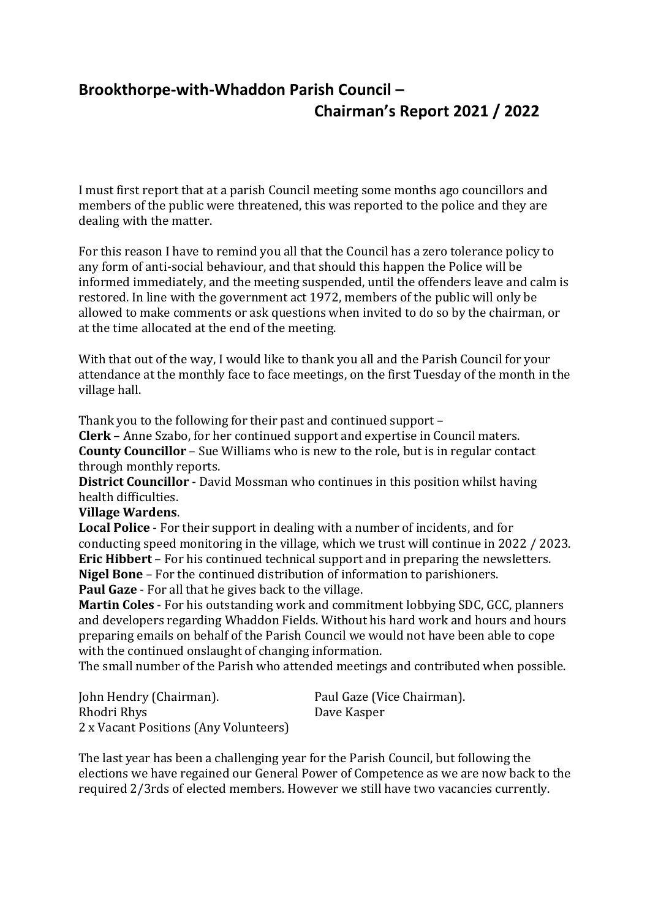# Brookthorpe-with-Whaddon Parish Council – Chairman's Report 2021 / 2022

I must first report that at a parish Council meeting some months ago councillors and members of the public were threatened, this was reported to the police and they are dealing with the matter.

For this reason I have to remind you all that the Council has a zero tolerance policy to any form of anti-social behaviour, and that should this happen the Police will be informed immediately, and the meeting suspended, until the offenders leave and calm is restored. In line with the government act 1972, members of the public will only be allowed to make comments or ask questions when invited to do so by the chairman, or at the time allocated at the end of the meeting.

With that out of the way, I would like to thank you all and the Parish Council for your attendance at the monthly face to face meetings, on the first Tuesday of the month in the village hall.

Thank you to the following for their past and continued support –
**Clerk** – Anne Szabo, for her continued support and expertise in Council maters.
**County Councillor** – Sue Williams who is new to the role, but is in regular contact through monthly reports.
**District Councillor** - David Mossman who continues in this position whilst having health difficulties.
**Village Wardens**.
**Local Police** - For their support in dealing with a number of incidents, and for conducting speed monitoring in the village, which we trust will continue in 2022 / 2023.
**Eric Hibbert** – For his continued technical support and in preparing the newsletters.
**Nigel Bone** – For the continued distribution of information to parishioners.
**Paul Gaze** - For all that he gives back to the village.
**Martin Coles** - For his outstanding work and commitment lobbying SDC, GCC, planners and developers regarding Whaddon Fields. Without his hard work and hours and hours preparing emails on behalf of the Parish Council we would not have been able to cope with the continued onslaught of changing information.
The small number of the Parish who attended meetings and contributed when possible.

John Hendry (Chairman).
Paul Gaze (Vice Chairman).
Rhodri Rhys
Dave Kasper
2 x Vacant Positions (Any Volunteers)

The last year has been a challenging year for the Parish Council, but following the elections we have regained our General Power of Competence as we are now back to the required 2/3rds of elected members. However we still have two vacancies currently.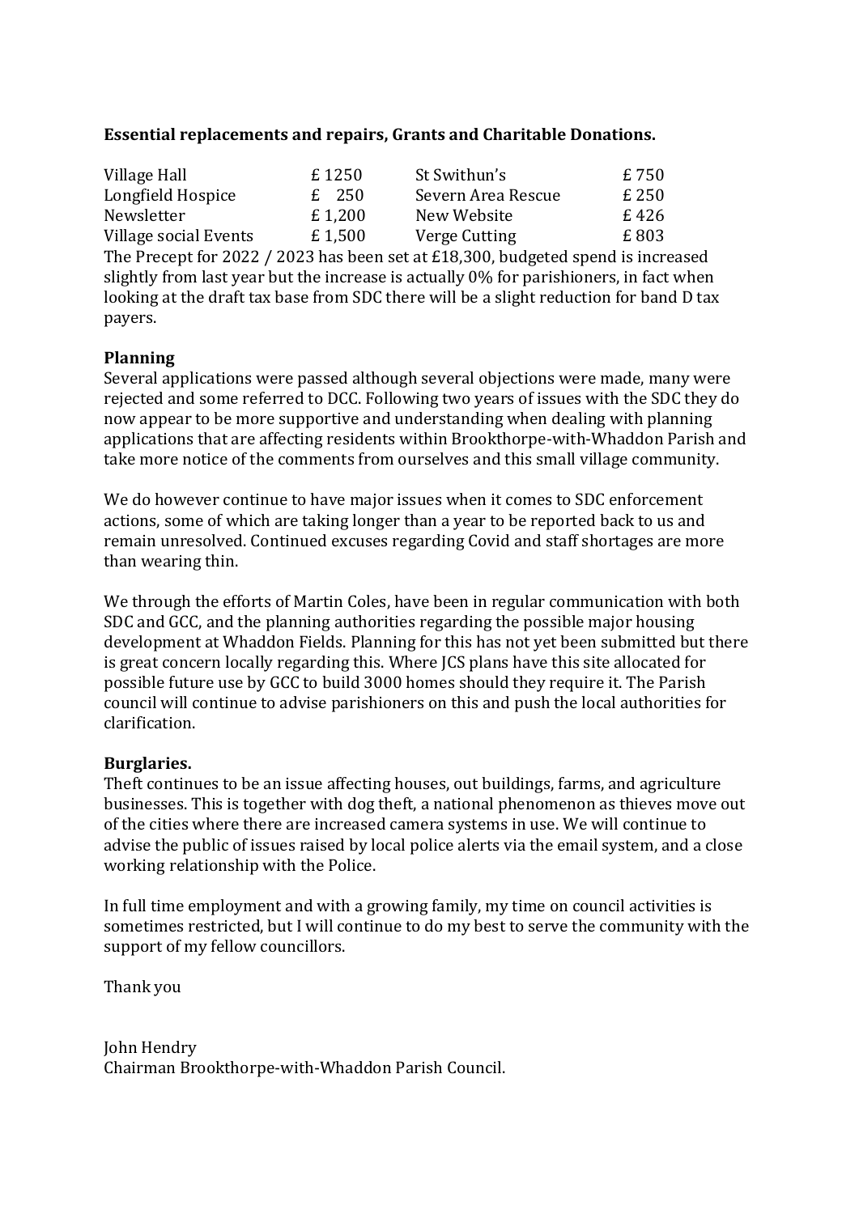**Essential replacements and repairs, Grants and Charitable Donations.**

| | | | |
|---|---|---|---|
| Village Hall | £ 1250 | St Swithun's | £ 750 |
| Longfield Hospice | £ 250 | Severn Area Rescue | £ 250 |
| Newsletter | £ 1,200 | New Website | £ 426 |
| Village social Events | £ 1,500 | Verge Cutting | £ 803 |

The Precept for 2022 / 2023 has been set at £18,300, budgeted spend is increased slightly from last year but the increase is actually 0% for parishioners, in fact when looking at the draft tax base from SDC there will be a slight reduction for band D tax payers.

**Planning**

Several applications were passed although several objections were made, many were rejected and some referred to DCC. Following two years of issues with the SDC they do now appear to be more supportive and understanding when dealing with planning applications that are affecting residents within Brookthorpe-with-Whaddon Parish and take more notice of the comments from ourselves and this small village community.

We do however continue to have major issues when it comes to SDC enforcement actions, some of which are taking longer than a year to be reported back to us and remain unresolved. Continued excuses regarding Covid and staff shortages are more than wearing thin.

We through the efforts of Martin Coles, have been in regular communication with both SDC and GCC, and the planning authorities regarding the possible major housing development at Whaddon Fields. Planning for this has not yet been submitted but there is great concern locally regarding this. Where JCS plans have this site allocated for possible future use by GCC to build 3000 homes should they require it. The Parish council will continue to advise parishioners on this and push the local authorities for clarification.

**Burglaries.**

Theft continues to be an issue affecting houses, out buildings, farms, and agriculture businesses. This is together with dog theft, a national phenomenon as thieves move out of the cities where there are increased camera systems in use. We will continue to advise the public of issues raised by local police alerts via the email system, and a close working relationship with the Police.

In full time employment and with a growing family, my time on council activities is sometimes restricted, but I will continue to do my best to serve the community with the support of my fellow councillors.

Thank you

John Hendry
Chairman Brookthorpe-with-Whaddon Parish Council.